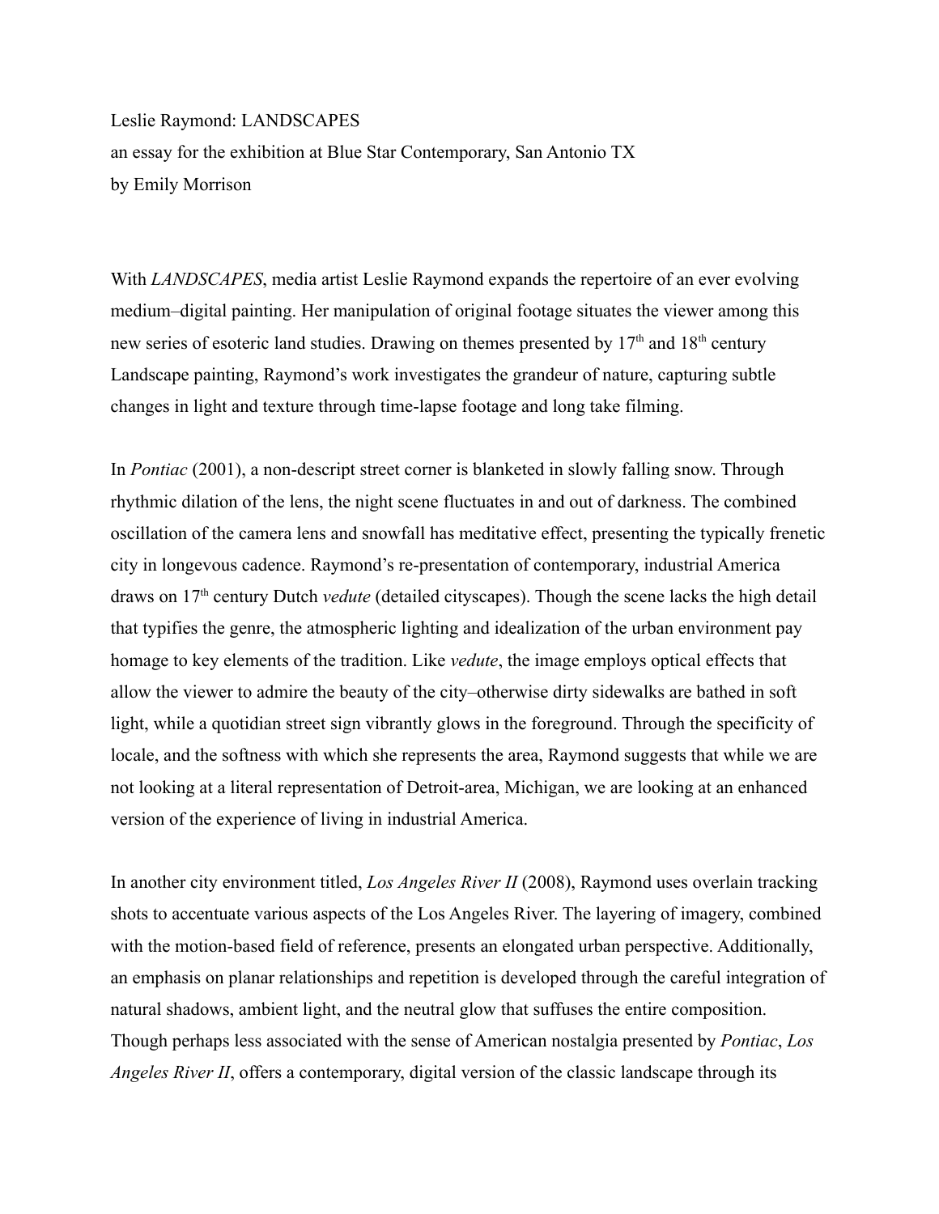Leslie Raymond: LANDSCAPES
an essay for the exhibition at Blue Star Contemporary, San Antonio TX
by Emily Morrison

With *LANDSCAPES*, media artist Leslie Raymond expands the repertoire of an ever evolving medium–digital painting. Her manipulation of original footage situates the viewer among this new series of esoteric land studies. Drawing on themes presented by 17th and 18th century Landscape painting, Raymond's work investigates the grandeur of nature, capturing subtle changes in light and texture through time-lapse footage and long take filming.

In *Pontiac* (2001), a non-descript street corner is blanketed in slowly falling snow. Through rhythmic dilation of the lens, the night scene fluctuates in and out of darkness. The combined oscillation of the camera lens and snowfall has meditative effect, presenting the typically frenetic city in longevous cadence. Raymond's re-presentation of contemporary, industrial America draws on 17th century Dutch *vedute* (detailed cityscapes). Though the scene lacks the high detail that typifies the genre, the atmospheric lighting and idealization of the urban environment pay homage to key elements of the tradition. Like *vedute*, the image employs optical effects that allow the viewer to admire the beauty of the city–otherwise dirty sidewalks are bathed in soft light, while a quotidian street sign vibrantly glows in the foreground. Through the specificity of locale, and the softness with which she represents the area, Raymond suggests that while we are not looking at a literal representation of Detroit-area, Michigan, we are looking at an enhanced version of the experience of living in industrial America.

In another city environment titled, *Los Angeles River II* (2008), Raymond uses overlain tracking shots to accentuate various aspects of the Los Angeles River. The layering of imagery, combined with the motion-based field of reference, presents an elongated urban perspective. Additionally, an emphasis on planar relationships and repetition is developed through the careful integration of natural shadows, ambient light, and the neutral glow that suffuses the entire composition. Though perhaps less associated with the sense of American nostalgia presented by *Pontiac*, *Los Angeles River II*, offers a contemporary, digital version of the classic landscape through its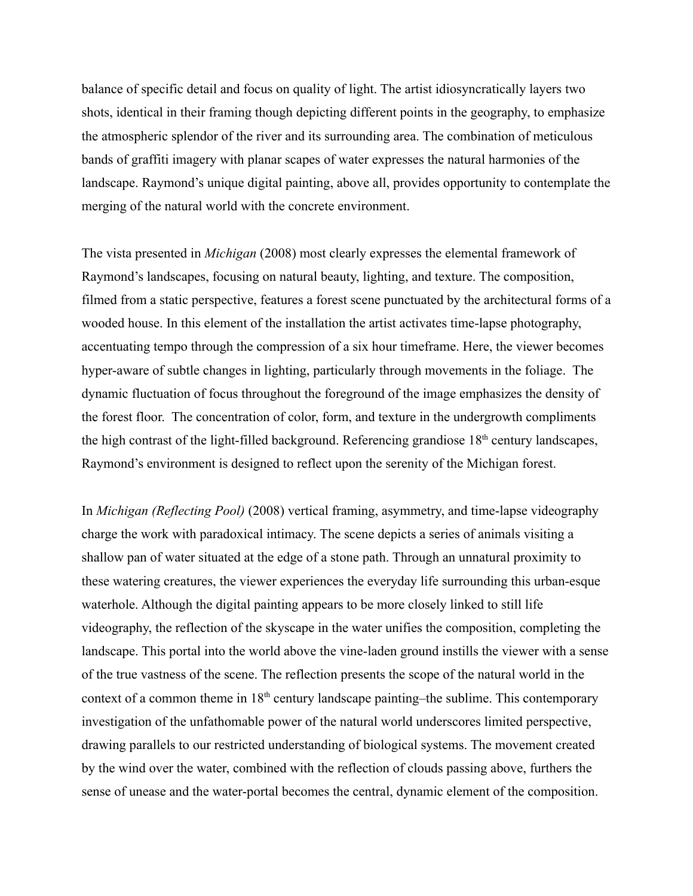balance of specific detail and focus on quality of light. The artist idiosyncratically layers two shots, identical in their framing though depicting different points in the geography, to emphasize the atmospheric splendor of the river and its surrounding area. The combination of meticulous bands of graffiti imagery with planar scapes of water expresses the natural harmonies of the landscape. Raymond's unique digital painting, above all, provides opportunity to contemplate the merging of the natural world with the concrete environment.

The vista presented in *Michigan* (2008) most clearly expresses the elemental framework of Raymond's landscapes, focusing on natural beauty, lighting, and texture. The composition, filmed from a static perspective, features a forest scene punctuated by the architectural forms of a wooded house. In this element of the installation the artist activates time-lapse photography, accentuating tempo through the compression of a six hour timeframe. Here, the viewer becomes hyper-aware of subtle changes in lighting, particularly through movements in the foliage. The dynamic fluctuation of focus throughout the foreground of the image emphasizes the density of the forest floor. The concentration of color, form, and texture in the undergrowth compliments the high contrast of the light-filled background. Referencing grandiose 18th century landscapes, Raymond's environment is designed to reflect upon the serenity of the Michigan forest.

In *Michigan (Reflecting Pool)* (2008) vertical framing, asymmetry, and time-lapse videography charge the work with paradoxical intimacy. The scene depicts a series of animals visiting a shallow pan of water situated at the edge of a stone path. Through an unnatural proximity to these watering creatures, the viewer experiences the everyday life surrounding this urban-esque waterhole. Although the digital painting appears to be more closely linked to still life videography, the reflection of the skyscape in the water unifies the composition, completing the landscape. This portal into the world above the vine-laden ground instills the viewer with a sense of the true vastness of the scene. The reflection presents the scope of the natural world in the context of a common theme in 18th century landscape painting–the sublime. This contemporary investigation of the unfathomable power of the natural world underscores limited perspective, drawing parallels to our restricted understanding of biological systems. The movement created by the wind over the water, combined with the reflection of clouds passing above, furthers the sense of unease and the water-portal becomes the central, dynamic element of the composition.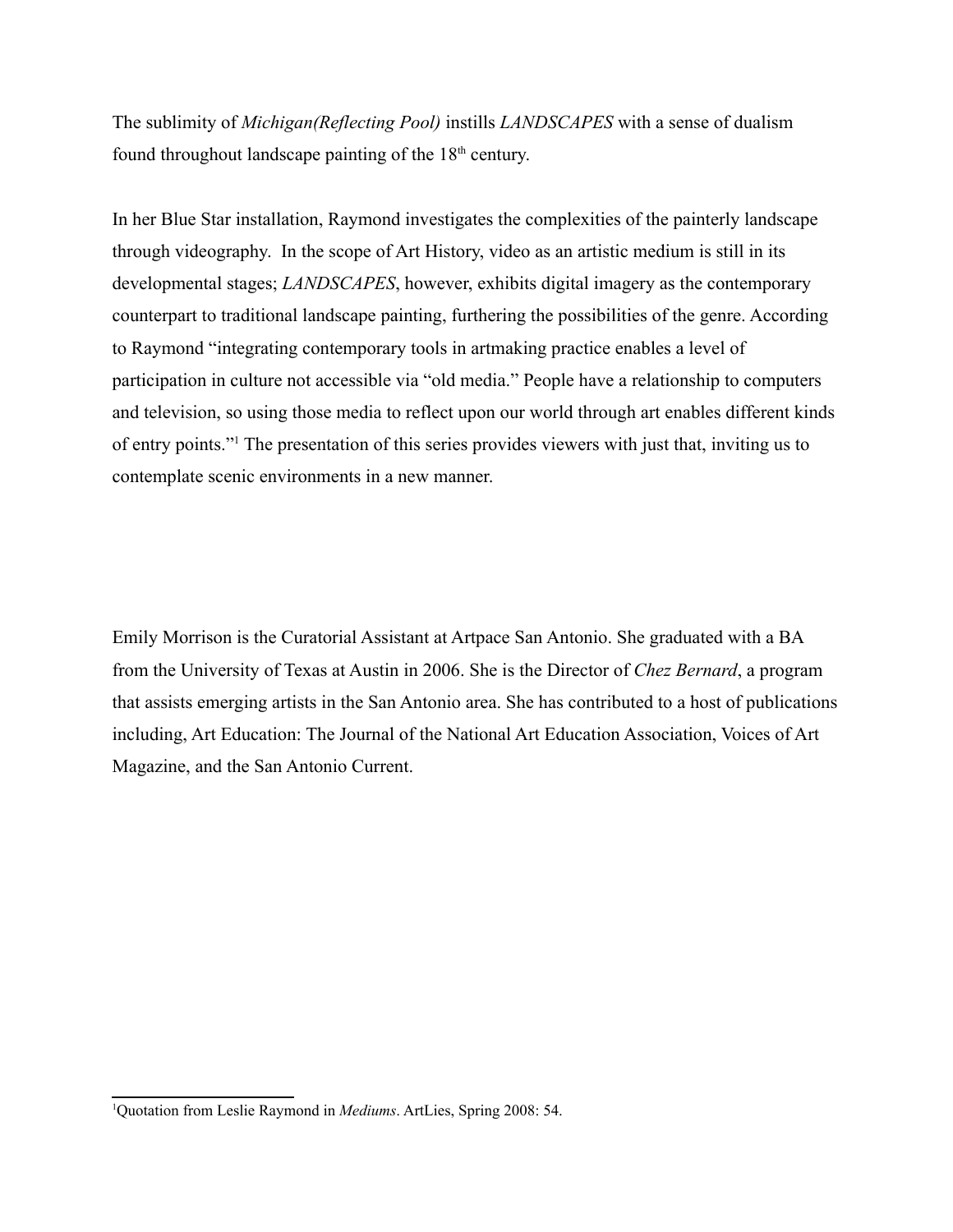The sublimity of *Michigan(Reflecting Pool)* instills *LANDSCAPES* with a sense of dualism found throughout landscape painting of the 18th century.

In her Blue Star installation, Raymond investigates the complexities of the painterly landscape through videography. In the scope of Art History, video as an artistic medium is still in its developmental stages; *LANDSCAPES*, however, exhibits digital imagery as the contemporary counterpart to traditional landscape painting, furthering the possibilities of the genre. According to Raymond "integrating contemporary tools in artmaking practice enables a level of participation in culture not accessible via "old media." People have a relationship to computers and television, so using those media to reflect upon our world through art enables different kinds of entry points."[1] The presentation of this series provides viewers with just that, inviting us to contemplate scenic environments in a new manner.

Emily Morrison is the Curatorial Assistant at Artpace San Antonio. She graduated with a BA from the University of Texas at Austin in 2006. She is the Director of *Chez Bernard*, a program that assists emerging artists in the San Antonio area. She has contributed to a host of publications including, Art Education: The Journal of the National Art Education Association, Voices of Art Magazine, and the San Antonio Current.

---

[1]Quotation from Leslie Raymond in *Mediums*. ArtLies, Spring 2008: 54.